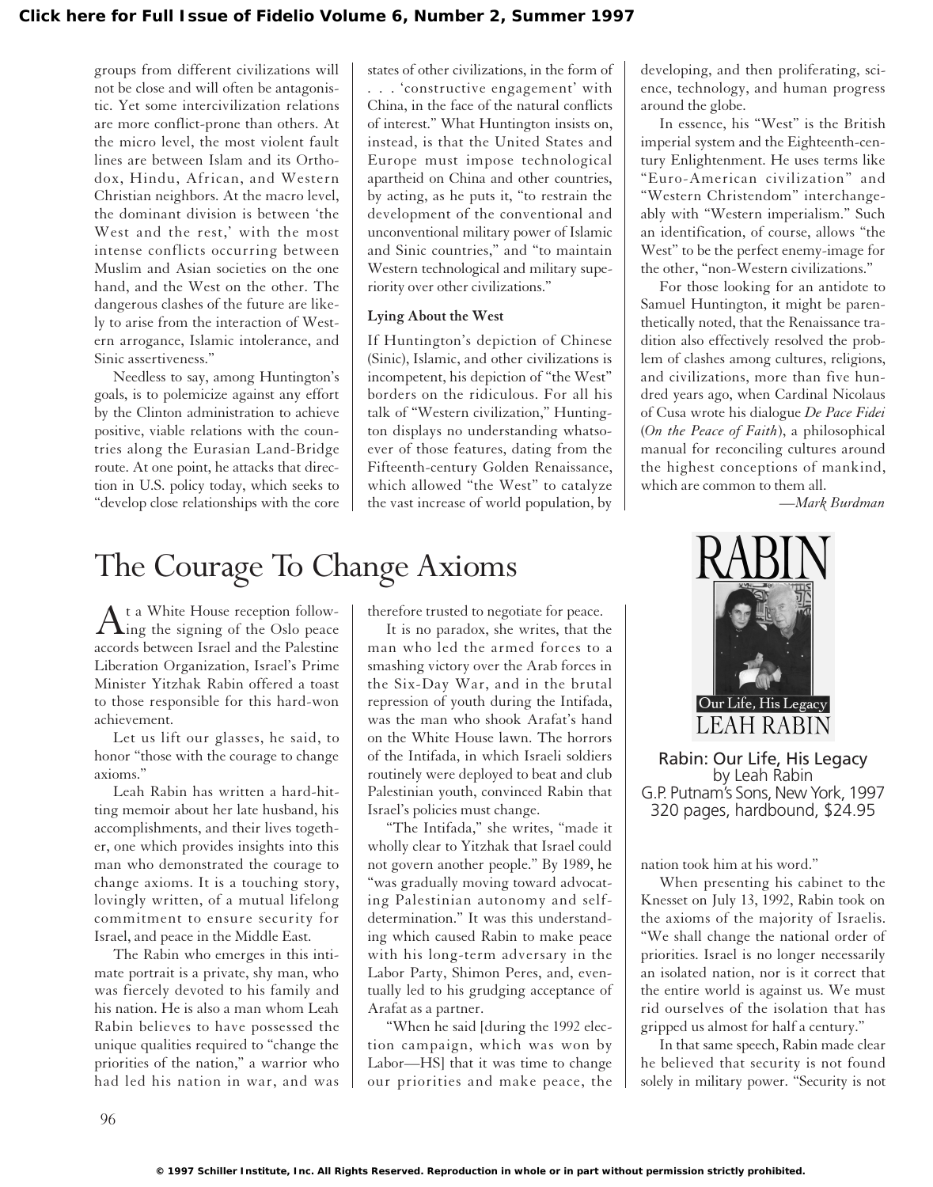groups from different civilizations will not be close and will often be antagonistic. Yet some intercivilization relations are more conflict-prone than others. At the micro level, the most violent fault lines are between Islam and its Orthodox, Hindu, African, and Western Christian neighbors. At the macro level, the dominant division is between 'the West and the rest,' with the most intense conflicts occurring between Muslim and Asian societies on the one hand, and the West on the other. The dangerous clashes of the future are likely to arise from the interaction of Western arrogance, Islamic intolerance, and Sinic assertiveness."

Needless to say, among Huntington's goals, is to polemicize against any effort by the Clinton administration to achieve positive, viable relations with the countries along the Eurasian Land-Bridge route. At one point, he attacks that direction in U.S. policy today, which seeks to "develop close relationships with the core states of other civilizations, in the form of . . . 'constructive engagement' with China, in the face of the natural conflicts of interest." What Huntington insists on, instead, is that the United States and Europe must impose technological apartheid on China and other countries, by acting, as he puts it, "to restrain the development of the conventional and unconventional military power of Islamic and Sinic countries," and "to maintain Western technological and military superiority over other civilizations."

### Lying About the West

If Huntington's depiction of Chinese (Sinic), Islamic, and other civilizations is incompetent, his depiction of "the West" borders on the ridiculous. For all his talk of "Western civilization," Huntington displays no understanding whatsoever of those features, dating from the Fifteenth-century Golden Renaissance, which allowed "the West" to catalyze the vast increase of world population, by developing, and then proliferating, science, technology, and human progress around the globe.

In essence, his "West" is the British imperial system and the Eighteenth-century Enlightenment. He uses terms like "Euro-American civilization" and "Western Christendom" interchangeably with "Western imperialism." Such an identification, of course, allows "the West" to be the perfect enemy-image for the other, "non-Western civilizations."

For those looking for an antidote to Samuel Huntington, it might be parenthetically noted, that the Renaissance tradition also effectively resolved the problem of clashes among cultures, religions, and civilizations, more than five hundred years ago, when Cardinal Nicolaus of Cusa wrote his dialogue *De Pace Fidei* (*On the Peace of Faith*), a philosophical manual for reconciling cultures around the highest conceptions of mankind, which are common to them all.

—*Mark Burdman*

# The Courage To Change Axioms

**Rabin: Our Life, His Legacy**
by Leah Rabin
G.P. Putnam's Sons, New York, 1997
320 pages, hardbound, $24.95

At a White House reception following the signing of the Oslo peace accords between Israel and the Palestine Liberation Organization, Israel's Prime Minister Yitzhak Rabin offered a toast to those responsible for this hard-won achievement.

Let us lift our glasses, he said, to honor "those with the courage to change axioms."

Leah Rabin has written a hard-hitting memoir about her late husband, his accomplishments, and their lives together, one which provides insights into this man who demonstrated the courage to change axioms. It is a touching story, lovingly written, of a mutual lifelong commitment to ensure security for Israel, and peace in the Middle East.

The Rabin who emerges in this intimate portrait is a private, shy man, who was fiercely devoted to his family and his nation. He is also a man whom Leah Rabin believes to have possessed the unique qualities required to "change the priorities of the nation," a warrior who had led his nation in war, and was therefore trusted to negotiate for peace.

It is no paradox, she writes, that the man who led the armed forces to a smashing victory over the Arab forces in the Six-Day War, and in the brutal repression of youth during the Intifada, was the man who shook Arafat's hand on the White House lawn. The horrors of the Intifada, in which Israeli soldiers routinely were deployed to beat and club Palestinian youth, convinced Rabin that Israel's policies must change.

"The Intifada," she writes, "made it wholly clear to Yitzhak that Israel could not govern another people." By 1989, he "was gradually moving toward advocating Palestinian autonomy and self-determination." It was this understanding which caused Rabin to make peace with his long-term adversary in the Labor Party, Shimon Peres, and, eventually led to his grudging acceptance of Arafat as a partner.

"When he said [during the 1992 election campaign, which was won by Labor—HS] that it was time to change our priorities and make peace, the nation took him at his word."

When presenting his cabinet to the Knesset on July 13, 1992, Rabin took on the axioms of the majority of Israelis. "We shall change the national order of priorities. Israel is no longer necessarily an isolated nation, nor is it correct that the entire world is against us. We must rid ourselves of the isolation that has gripped us almost for half a century."

In that same speech, Rabin made clear he believed that security is not found solely in military power. "Security is not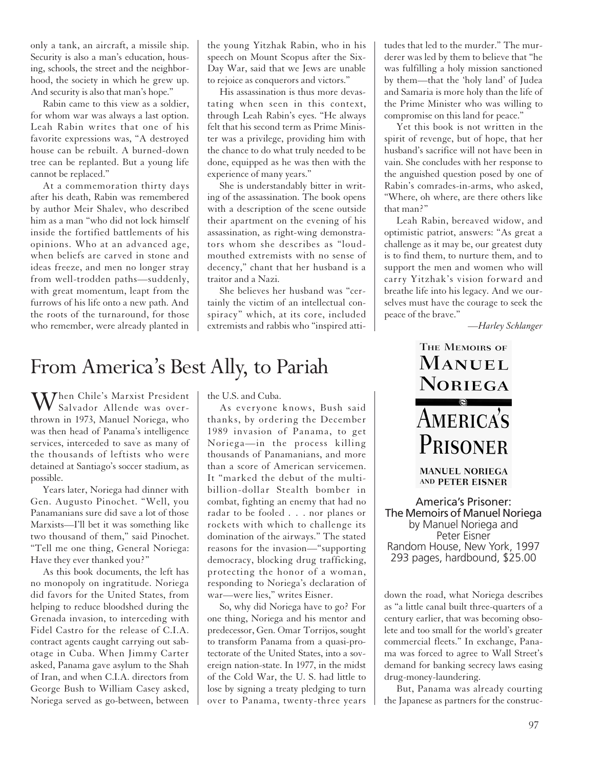only a tank, an aircraft, a missile ship. Security is also a man's education, housing, schools, the street and the neighborhood, the society in which he grew up. And security is also that man's hope."

Rabin came to this view as a soldier, for whom war was always a last option. Leah Rabin writes that one of his favorite expressions was, "A destroyed house can be rebuilt. A burned-down tree can be replanted. But a young life cannot be replaced."

At a commemoration thirty days after his death, Rabin was remembered by author Meir Shalev, who described him as a man "who did not lock himself inside the fortified battlements of his opinions. Who at an advanced age, when beliefs are carved in stone and ideas freeze, and men no longer stray from well-trodden paths—suddenly, with great momentum, leapt from the furrows of his life onto a new path. And the roots of the turnaround, for those who remember, were already planted in the young Yitzhak Rabin, who in his speech on Mount Scopus after the Six-Day War, said that we Jews are unable to rejoice as conquerors and victors."

His assassination is thus more devastating when seen in this context, through Leah Rabin's eyes. "He always felt that his second term as Prime Minister was a privilege, providing him with the chance to do what truly needed to be done, equipped as he was then with the experience of many years."

She is understandably bitter in writing of the assassination. The book opens with a description of the scene outside their apartment on the evening of his assassination, as right-wing demonstrators whom she describes as "loud-mouthed extremists with no sense of decency," chant that her husband is a traitor and a Nazi.

She believes her husband was "certainly the victim of an intellectual conspiracy" which, at its core, included extremists and rabbis who "inspired attitudes that led to the murder." The murderer was led by them to believe that "he was fulfilling a holy mission sanctioned by them—that the 'holy land' of Judea and Samaria is more holy than the life of the Prime Minister who was willing to compromise on this land for peace."

Yet this book is not written in the spirit of revenge, but of hope, that her husband's sacrifice will not have been in vain. She concludes with her response to the anguished question posed by one of Rabin's comrades-in-arms, who asked, "Where, oh where, are there others like that man?"

Leah Rabin, bereaved widow, and optimistic patriot, answers: "As great a challenge as it may be, our greatest duty is to find them, to nurture them, and to support the men and women who will carry Yitzhak's vision forward and breathe life into his legacy. And we ourselves must have the courage to seek the peace of the brave."

—*Harley Schlanger*

# From America's Best Ally, to Pariah

**America's Prisoner: The Memoirs of Manuel Noriega**
by Manuel Noriega and Peter Eisner
Random House, New York, 1997
293 pages, hardbound, $25.00

When Chile's Marxist President Salvador Allende was overthrown in 1973, Manuel Noriega, who was then head of Panama's intelligence services, interceded to save as many of the thousands of leftists who were detained at Santiago's soccer stadium, as possible.

Years later, Noriega had dinner with Gen. Augusto Pinochet. "Well, you Panamanians sure did save a lot of those Marxists—I'll bet it was something like two thousand of them," said Pinochet. "Tell me one thing, General Noriega: Have they ever thanked you?"

As this book documents, the left has no monopoly on ingratitude. Noriega did favors for the United States, from helping to reduce bloodshed during the Grenada invasion, to interceding with Fidel Castro for the release of C.I.A. contract agents caught carrying out sabotage in Cuba. When Jimmy Carter asked, Panama gave asylum to the Shah of Iran, and when C.I.A. directors from George Bush to William Casey asked, Noriega served as go-between, between the U.S. and Cuba.

As everyone knows, Bush said thanks, by ordering the December 1989 invasion of Panama, to get Noriega—in the process killing thousands of Panamanians, and more than a score of American servicemen. It "marked the debut of the multi-billion-dollar Stealth bomber in combat, fighting an enemy that had no radar to be fooled . . . nor planes or rockets with which to challenge its domination of the airways." The stated reasons for the invasion—"supporting democracy, blocking drug trafficking, protecting the honor of a woman, responding to Noriega's declaration of war—were lies," writes Eisner.

So, why did Noriega have to go? For one thing, Noriega and his mentor and predecessor, Gen. Omar Torrijos, sought to transform Panama from a quasi-protectorate of the United States, into a sovereign nation-state. In 1977, in the midst of the Cold War, the U. S. had little to lose by signing a treaty pledging to turn over to Panama, twenty-three years down the road, what Noriega describes as "a little canal built three-quarters of a century earlier, that was becoming obsolete and too small for the world's greater commercial fleets." In exchange, Panama was forced to agree to Wall Street's demand for banking secrecy laws easing drug-money-laundering.

But, Panama was already courting the Japanese as partners for the construc-